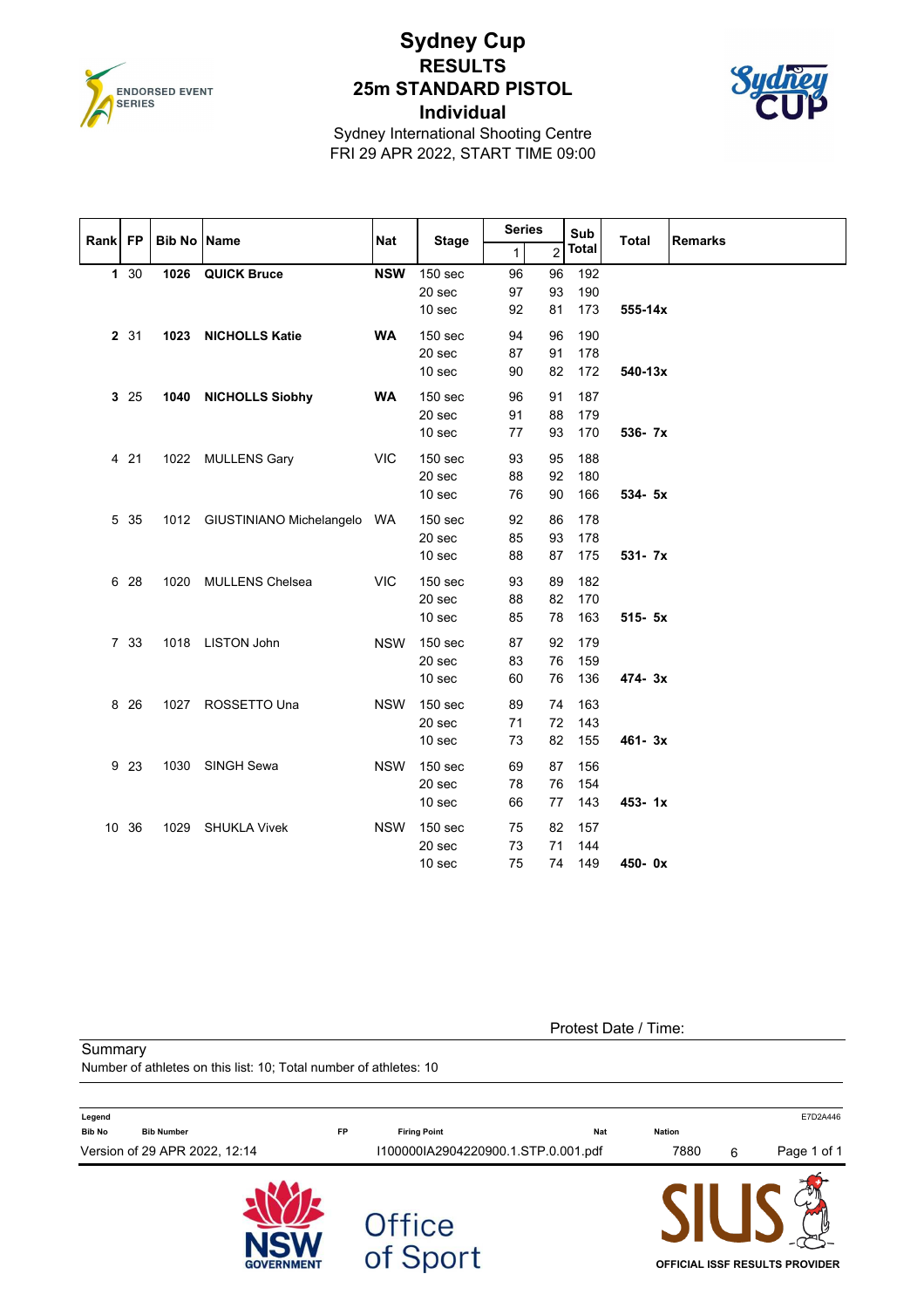# Sydney Cup

## RESULTS

## 25m STANDARD PISTOL

## Individual

Sydney International Shooting Centre

FRI 29 APR 2022, START TIME 09:00

| Rank | FP | Bib No | Name | Nat | Stage | Series 1 | Series 2 | Sub Total | Total | Remarks |
|---|---|---|---|---|---|---|---|---|---|---|
| **1** | 30 | **1026** | **QUICK Bruce** | **NSW** | 150 sec | 96 | 96 | 192 | | |
| | | | | | 20 sec | 97 | 93 | 190 | | |
| | | | | | 10 sec | 92 | 81 | 173 | **555-14x** | |
| **2** | 31 | **1023** | **NICHOLLS Katie** | **WA** | 150 sec | 94 | 96 | 190 | | |
| | | | | | 20 sec | 87 | 91 | 178 | | |
| | | | | | 10 sec | 90 | 82 | 172 | **540-13x** | |
| **3** | 25 | **1040** | **NICHOLLS Siobhy** | **WA** | 150 sec | 96 | 91 | 187 | | |
| | | | | | 20 sec | 91 | 88 | 179 | | |
| | | | | | 10 sec | 77 | 93 | 170 | **536- 7x** | |
| 4 | 21 | 1022 | MULLENS Gary | VIC | 150 sec | 93 | 95 | 188 | | |
| | | | | | 20 sec | 88 | 92 | 180 | | |
| | | | | | 10 sec | 76 | 90 | 166 | **534- 5x** | |
| 5 | 35 | 1012 | GIUSTINIANO Michelangelo | WA | 150 sec | 92 | 86 | 178 | | |
| | | | | | 20 sec | 85 | 93 | 178 | | |
| | | | | | 10 sec | 88 | 87 | 175 | **531- 7x** | |
| 6 | 28 | 1020 | MULLENS Chelsea | VIC | 150 sec | 93 | 89 | 182 | | |
| | | | | | 20 sec | 88 | 82 | 170 | | |
| | | | | | 10 sec | 85 | 78 | 163 | **515- 5x** | |
| 7 | 33 | 1018 | LISTON John | NSW | 150 sec | 87 | 92 | 179 | | |
| | | | | | 20 sec | 83 | 76 | 159 | | |
| | | | | | 10 sec | 60 | 76 | 136 | **474- 3x** | |
| 8 | 26 | 1027 | ROSSETTO Una | NSW | 150 sec | 89 | 74 | 163 | | |
| | | | | | 20 sec | 71 | 72 | 143 | | |
| | | | | | 10 sec | 73 | 82 | 155 | **461- 3x** | |
| 9 | 23 | 1030 | SINGH Sewa | NSW | 150 sec | 69 | 87 | 156 | | |
| | | | | | 20 sec | 78 | 76 | 154 | | |
| | | | | | 10 sec | 66 | 77 | 143 | **453- 1x** | |
| 10 | 36 | 1029 | SHUKLA Vivek | NSW | 150 sec | 75 | 82 | 157 | | |
| | | | | | 20 sec | 73 | 71 | 144 | | |
| | | | | | 10 sec | 75 | 74 | 149 | **450- 0x** | |

Protest Date / Time:

Summary

Number of athletes on this list: 10; Total number of athletes: 10

**Legend**

| Bib No | Bib Number | FP | Firing Point | Nat | Nation |
|---|---|---|---|---|---|

Version of 29 APR 2022, 12:14 — I100000IA2904220900.1.STP.0.001.pdf — 7880 6 — E7D2A446

OFFICIAL ISSF RESULTS PROVIDER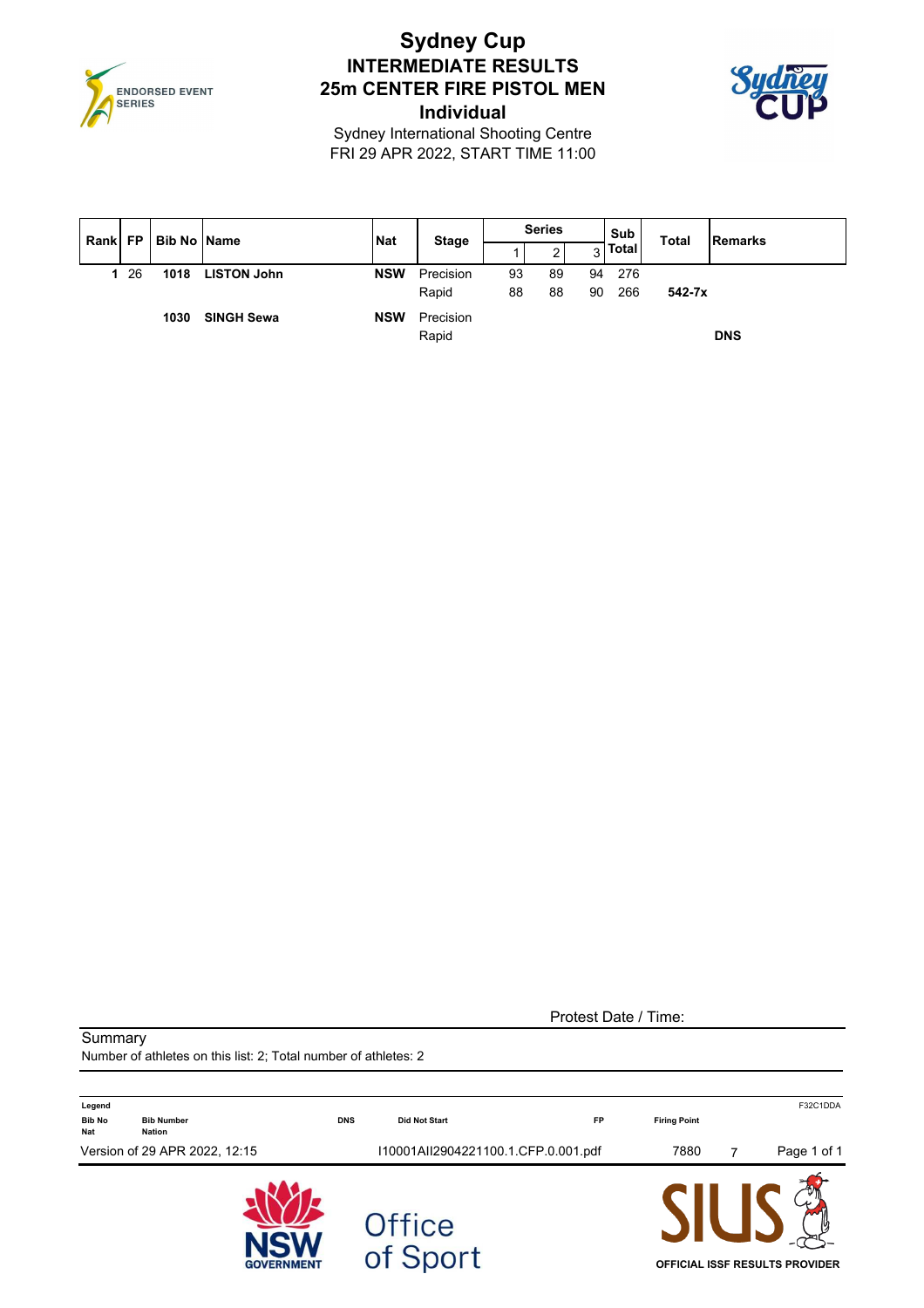# Sydney Cup

## INTERMEDIATE RESULTS

## 25m CENTER FIRE PISTOL MEN

## Individual

Sydney International Shooting Centre

FRI 29 APR 2022, START TIME 11:00

| Rank | FP | Bib No | Name | Nat | Stage | Series 1 | Series 2 | Series 3 | Sub Total | Total | Remarks |
|---|---|---|---|---|---|---|---|---|---|---|---|
| 1 | 26 | 1018 | LISTON John | NSW | Precision | 93 | 89 | 94 | 276 | | |
| | | | | | Rapid | 88 | 88 | 90 | 266 | 542-7x | |
| | | 1030 | SINGH Sewa | NSW | Precision | | | | | | |
| | | | | | Rapid | | | | | | DNS |

Protest Date / Time:

Summary

Number of athletes on this list: 2; Total number of athletes: 2

Legend

| Bib No | Bib Number | DNS | Did Not Start | FP | Firing Point |
|---|---|---|---|---|---|
| Nat | Nation | | | | |

F32C1DDA

Version of 29 APR 2022, 12:15 I10001AII2904221100.1.CFP.0.001.pdf 7880 7

OFFICIAL ISSF RESULTS PROVIDER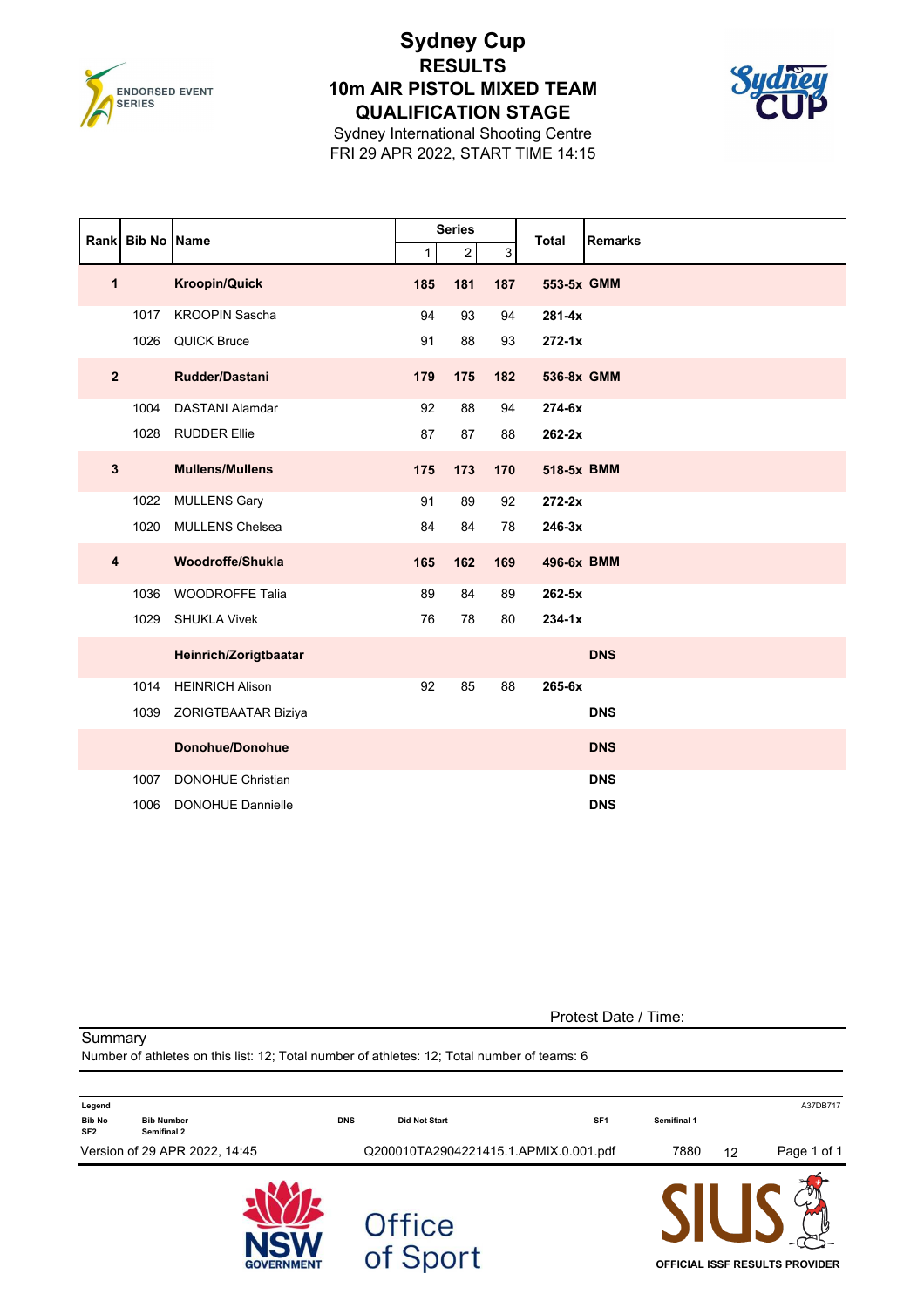# Sydney Cup

## RESULTS

## 10m AIR PISTOL MIXED TEAM

## QUALIFICATION STAGE

Sydney International Shooting Centre
FRI 29 APR 2022, START TIME 14:15

| Rank | Bib No | Name | Series 1 | Series 2 | Series 3 | Total | Remarks |
|---|---|---|---|---|---|---|---|
| **1** | | **Kroopin/Quick** | **185** | **181** | **187** | **553-5x** | **GMM** |
| | 1017 | KROOPIN Sascha | 94 | 93 | 94 | **281-4x** | |
| | 1026 | QUICK Bruce | 91 | 88 | 93 | **272-1x** | |
| **2** | | **Rudder/Dastani** | **179** | **175** | **182** | **536-8x** | **GMM** |
| | 1004 | DASTANI Alamdar | 92 | 88 | 94 | **274-6x** | |
| | 1028 | RUDDER Ellie | 87 | 87 | 88 | **262-2x** | |
| **3** | | **Mullens/Mullens** | **175** | **173** | **170** | **518-5x** | **BMM** |
| | 1022 | MULLENS Gary | 91 | 89 | 92 | **272-2x** | |
| | 1020 | MULLENS Chelsea | 84 | 84 | 78 | **246-3x** | |
| **4** | | **Woodroffe/Shukla** | **165** | **162** | **169** | **496-6x** | **BMM** |
| | 1036 | WOODROFFE Talia | 89 | 84 | 89 | **262-5x** | |
| | 1029 | SHUKLA Vivek | 76 | 78 | 80 | **234-1x** | |
| | | **Heinrich/Zorigtbaatar** | | | | | **DNS** |
| | 1014 | HEINRICH Alison | 92 | 85 | 88 | **265-6x** | |
| | 1039 | ZORIGTBAATAR Biziya | | | | | **DNS** |
| | | **Donohue/Donohue** | | | | | **DNS** |
| | 1007 | DONOHUE Christian | | | | | **DNS** |
| | 1006 | DONOHUE Dannielle | | | | | **DNS** |

Protest Date / Time:

Summary
Number of athletes on this list: 12; Total number of athletes: 12; Total number of teams: 6

Legend

| | | | | | |
|---|---|---|---|---|---|
| Bib No | Bib Number | DNS | Did Not Start | SF1 | Semifinal 1 |
| SF2 | Semifinal 2 | | | | |

A37DB717

Version of 29 APR 2022, 14:45 | Q200010TA2904221415.1.APMIX.0.001.pdf | 7880 | 12

OFFICIAL ISSF RESULTS PROVIDER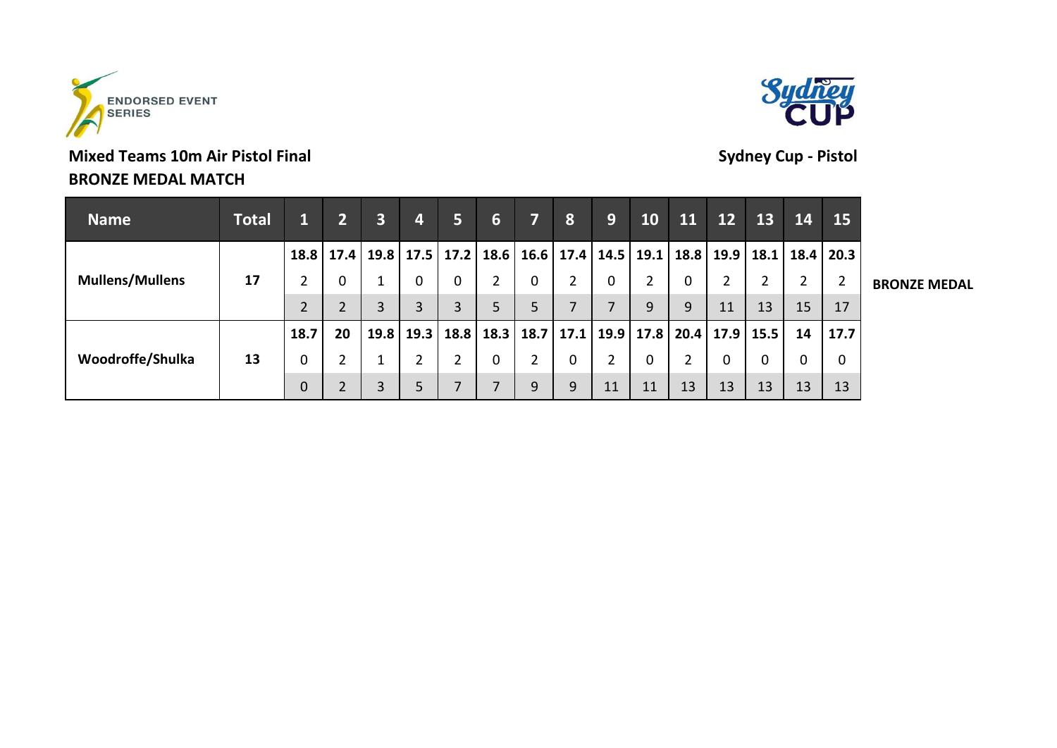**Mixed Teams 10m Air Pistol Final**

**BRONZE MEDAL MATCH**

**Sydney Cup - Pistol**

| Name | Total | 1 | 2 | 3 | 4 | 5 | 6 | 7 | 8 | 9 | 10 | 11 | 12 | 13 | 14 | 15 | |
|---|---|---|---|---|---|---|---|---|---|---|---|---|---|---|---|---|---|
| **Mullens/Mullens** | **17** | 18.8 | 17.4 | 19.8 | 17.5 | 17.2 | 18.6 | 16.6 | 17.4 | 14.5 | 19.1 | 18.8 | 19.9 | 18.1 | 18.4 | 20.3 | **BRONZE MEDAL** |
| | | 2 | 0 | 1 | 0 | 0 | 2 | 0 | 2 | 0 | 2 | 0 | 2 | 2 | 2 | 2 | |
| | | 2 | 2 | 3 | 3 | 3 | 5 | 5 | 7 | 7 | 9 | 9 | 11 | 13 | 15 | 17 | |
| **Woodroffe/Shulka** | **13** | 18.7 | 20 | 19.8 | 19.3 | 18.8 | 18.3 | 18.7 | 17.1 | 19.9 | 17.8 | 20.4 | 17.9 | 15.5 | 14 | 17.7 | |
| | | 0 | 2 | 1 | 2 | 2 | 0 | 2 | 0 | 2 | 0 | 2 | 0 | 0 | 0 | 0 | |
| | | 0 | 2 | 3 | 5 | 7 | 7 | 9 | 9 | 11 | 11 | 13 | 13 | 13 | 13 | 13 | |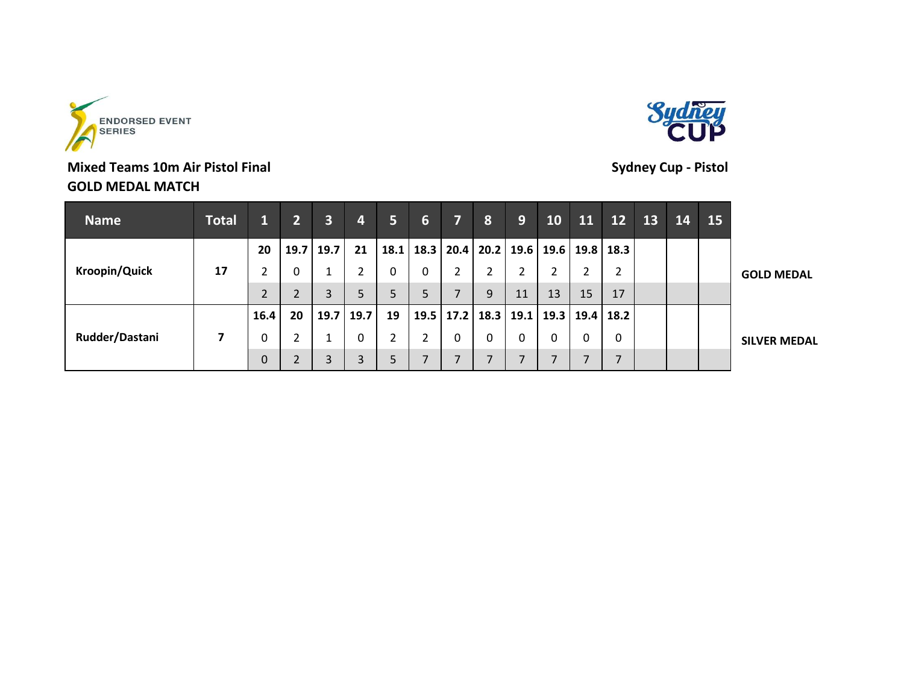ENDORSED EVENT SERIES

Sydney CUP

**Mixed Teams 10m Air Pistol Final**
**GOLD MEDAL MATCH**

**Sydney Cup - Pistol**

| Name | Total | 1 | 2 | 3 | 4 | 5 | 6 | 7 | 8 | 9 | 10 | 11 | 12 | 13 | 14 | 15 | |
|---|---|---|---|---|---|---|---|---|---|---|---|---|---|---|---|---|---|
| **Kroopin/Quick** | **17** | **20** | **19.7** | **19.7** | **21** | **18.1** | **18.3** | **20.4** | **20.2** | **19.6** | **19.6** | **19.8** | **18.3** | | | | **GOLD MEDAL** |
| | | 2 | 0 | 1 | 2 | 0 | 0 | 2 | 2 | 2 | 2 | 2 | 2 | | | | |
| | | 2 | 2 | 3 | 5 | 5 | 5 | 7 | 9 | 11 | 13 | 15 | 17 | | | | |
| **Rudder/Dastani** | **7** | **16.4** | **20** | **19.7** | **19.7** | **19** | **19.5** | **17.2** | **18.3** | **19.1** | **19.3** | **19.4** | **18.2** | | | | **SILVER MEDAL** |
| | | 0 | 2 | 1 | 0 | 2 | 2 | 0 | 0 | 0 | 0 | 0 | 0 | | | | |
| | | 0 | 2 | 3 | 3 | 5 | 7 | 7 | 7 | 7 | 7 | 7 | 7 | | | | |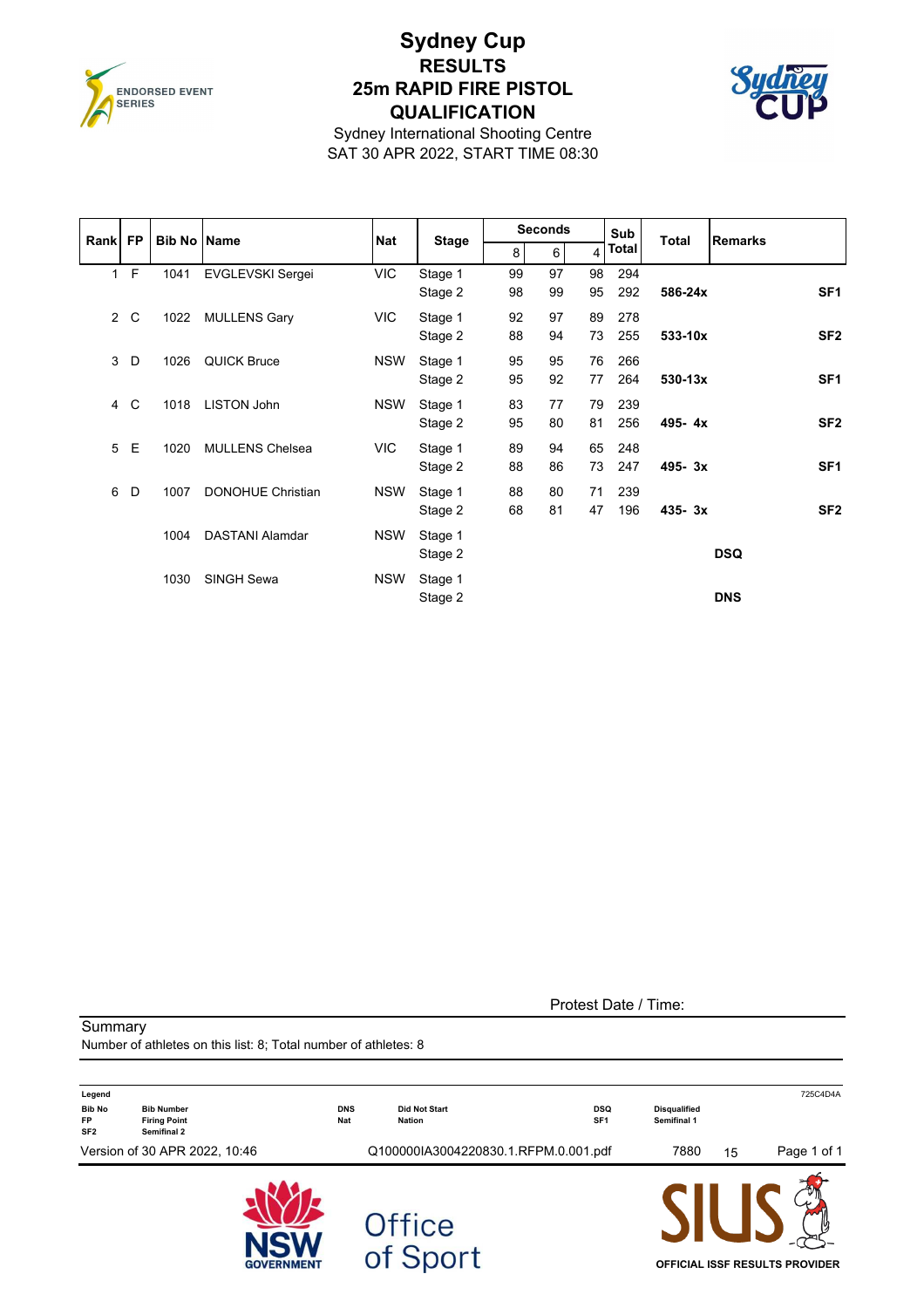# Sydney Cup

## RESULTS

## 25m RAPID FIRE PISTOL

## QUALIFICATION

Sydney International Shooting Centre

SAT 30 APR 2022, START TIME 08:30

| Rank | FP | Bib No | Name | Nat | Stage | Seconds 8 | Seconds 6 | Seconds 4 | Sub Total | Total | Remarks |
|---|---|---|---|---|---|---|---|---|---|---|---|
| 1 | F | 1041 | EVGLEVSKI Sergei | VIC | Stage 1 | 99 | 97 | 98 | 294 | | |
| | | | | | Stage 2 | 98 | 99 | 95 | 292 | **586-24x** | **SF1** |
| 2 | C | 1022 | MULLENS Gary | VIC | Stage 1 | 92 | 97 | 89 | 278 | | |
| | | | | | Stage 2 | 88 | 94 | 73 | 255 | **533-10x** | **SF2** |
| 3 | D | 1026 | QUICK Bruce | NSW | Stage 1 | 95 | 95 | 76 | 266 | | |
| | | | | | Stage 2 | 95 | 92 | 77 | 264 | **530-13x** | **SF1** |
| 4 | C | 1018 | LISTON John | NSW | Stage 1 | 83 | 77 | 79 | 239 | | |
| | | | | | Stage 2 | 95 | 80 | 81 | 256 | **495- 4x** | **SF2** |
| 5 | E | 1020 | MULLENS Chelsea | VIC | Stage 1 | 89 | 94 | 65 | 248 | | |
| | | | | | Stage 2 | 88 | 86 | 73 | 247 | **495- 3x** | **SF1** |
| 6 | D | 1007 | DONOHUE Christian | NSW | Stage 1 | 88 | 80 | 71 | 239 | | |
| | | | | | Stage 2 | 68 | 81 | 47 | 196 | **435- 3x** | **SF2** |
| | | 1004 | DASTANI Alamdar | NSW | Stage 1 | | | | | | |
| | | | | | Stage 2 | | | | | | **DSQ** |
| | | 1030 | SINGH Sewa | NSW | Stage 1 | | | | | | |
| | | | | | Stage 2 | | | | | | **DNS** |

Protest Date / Time:

Summary

Number of athletes on this list: 8; Total number of athletes: 8

**Legend**

| | | | | | | |
|---|---|---|---|---|---|---|
| Bib No | Bib Number | DNS | Did Not Start | DSQ | Disqualified | 725C4D4A |
| FP | Firing Point | Nat | Nation | SF1 | Semifinal 1 | |
| SF2 | Semifinal 2 | | | | | |

Version of 30 APR 2022, 10:46 Q100000IA3004220830.1.RFPM.0.001.pdf 7880 15

OFFICIAL ISSF RESULTS PROVIDER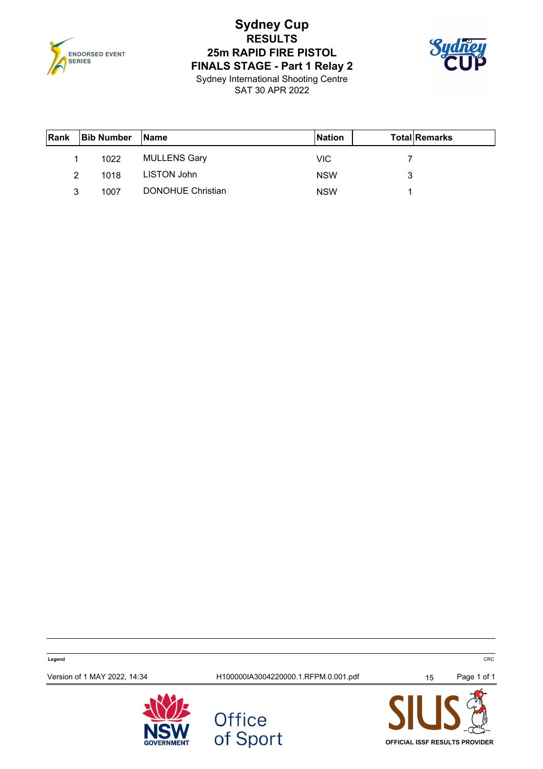# Sydney Cup

## RESULTS

## 25m RAPID FIRE PISTOL

## FINALS STAGE - Part 1 Relay 2

Sydney International Shooting Centre

SAT 30 APR 2022

| Rank | Bib Number | Name | Nation | Total | Remarks |
|---|---|---|---|---|---|
| 1 | 1022 | MULLENS Gary | VIC | 7 | |
| 2 | 1018 | LISTON John | NSW | 3 | |
| 3 | 1007 | DONOHUE Christian | NSW | 1 | |

**Legend**

CRC

Version of 1 MAY 2022, 14:34    H100000IA3004220000.1.RFPM.0.001.pdf    15

OFFICIAL ISSF RESULTS PROVIDER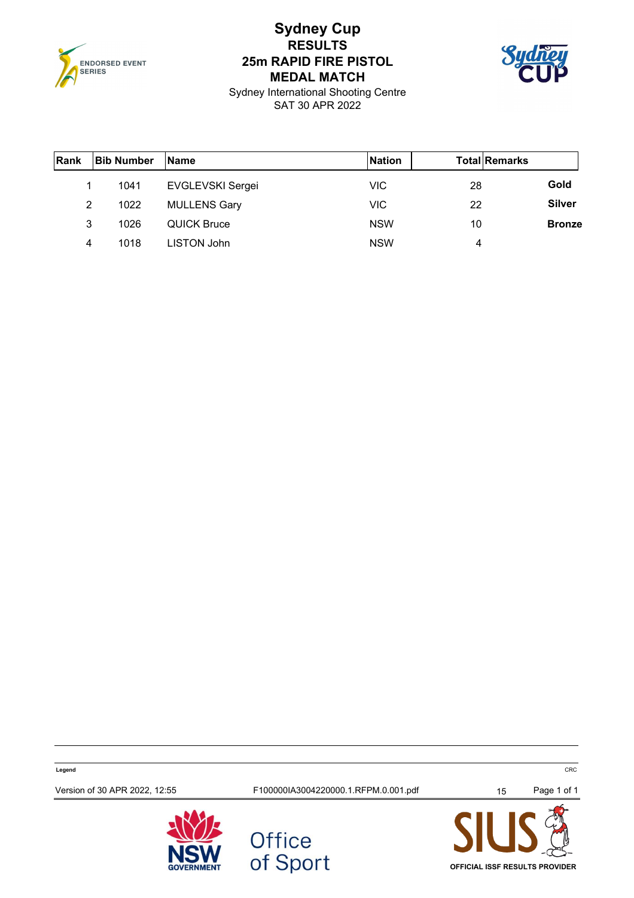# Sydney Cup

## RESULTS

## 25m RAPID FIRE PISTOL

## MEDAL MATCH

Sydney International Shooting Centre
SAT 30 APR 2022

| Rank | Bib Number | Name | Nation | Total | Remarks |
|---|---|---|---|---|---|
| 1 | 1041 | EVGLEVSKI Sergei | VIC | 28 | **Gold** |
| 2 | 1022 | MULLENS Gary | VIC | 22 | **Silver** |
| 3 | 1026 | QUICK Bruce | NSW | 10 | **Bronze** |
| 4 | 1018 | LISTON John | NSW | 4 | |

**Legend**

CRC

Version of 30 APR 2022, 12:55 F100000IA3004220000.1.RFPM.0.001.pdf 15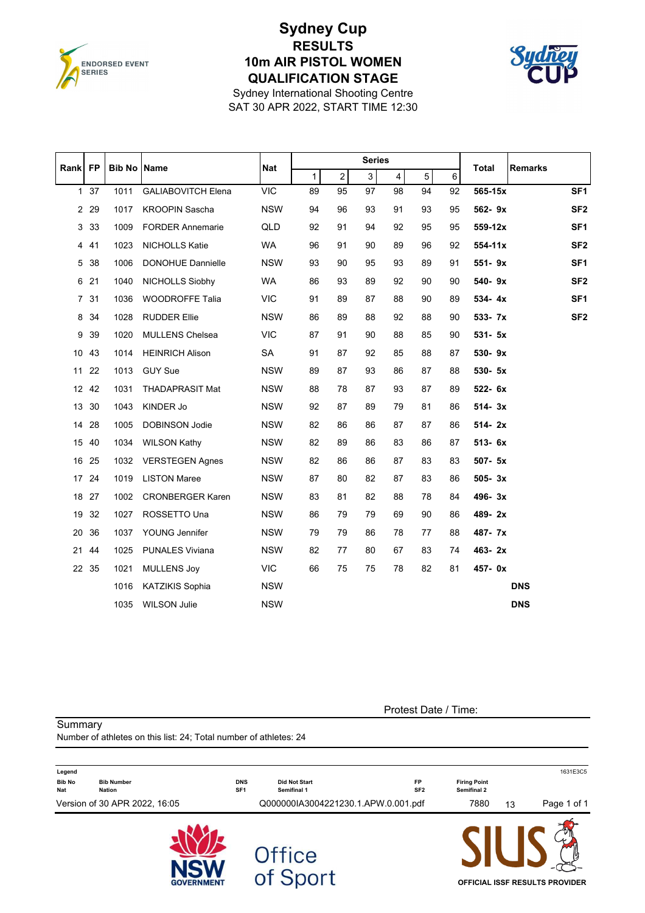# Sydney Cup

## RESULTS

## 10m AIR PISTOL WOMEN

## QUALIFICATION STAGE

Sydney International Shooting Centre

SAT 30 APR 2022, START TIME 12:30

| Rank | FP | Bib No | Name | Nat | Series | | | | | | Total | Remarks |
|---|---|---|---|---|---|---|---|---|---|---|---|---|
| | | | | | 1 | 2 | 3 | 4 | 5 | 6 | | |
| 1 | 37 | 1011 | GALIABOVITCH Elena | VIC | 89 | 95 | 97 | 98 | 94 | 92 | 565-15x | SF1 |
| 2 | 29 | 1017 | KROOPIN Sascha | NSW | 94 | 96 | 93 | 91 | 93 | 95 | 562- 9x | SF2 |
| 3 | 33 | 1009 | FORDER Annemarie | QLD | 92 | 91 | 94 | 92 | 95 | 95 | 559-12x | SF1 |
| 4 | 41 | 1023 | NICHOLLS Katie | WA | 96 | 91 | 90 | 89 | 96 | 92 | 554-11x | SF2 |
| 5 | 38 | 1006 | DONOHUE Dannielle | NSW | 93 | 90 | 95 | 93 | 89 | 91 | 551- 9x | SF1 |
| 6 | 21 | 1040 | NICHOLLS Siobhy | WA | 86 | 93 | 89 | 92 | 90 | 90 | 540- 9x | SF2 |
| 7 | 31 | 1036 | WOODROFFE Talia | VIC | 91 | 89 | 87 | 88 | 90 | 89 | 534- 4x | SF1 |
| 8 | 34 | 1028 | RUDDER Ellie | NSW | 86 | 89 | 88 | 92 | 88 | 90 | 533- 7x | SF2 |
| 9 | 39 | 1020 | MULLENS Chelsea | VIC | 87 | 91 | 90 | 88 | 85 | 90 | 531- 5x | |
| 10 | 43 | 1014 | HEINRICH Alison | SA | 91 | 87 | 92 | 85 | 88 | 87 | 530- 9x | |
| 11 | 22 | 1013 | GUY Sue | NSW | 89 | 87 | 93 | 86 | 87 | 88 | 530- 5x | |
| 12 | 42 | 1031 | THADAPRASIT Mat | NSW | 88 | 78 | 87 | 93 | 87 | 89 | 522- 6x | |
| 13 | 30 | 1043 | KINDER Jo | NSW | 92 | 87 | 89 | 79 | 81 | 86 | 514- 3x | |
| 14 | 28 | 1005 | DOBINSON Jodie | NSW | 82 | 86 | 86 | 87 | 87 | 86 | 514- 2x | |
| 15 | 40 | 1034 | WILSON Kathy | NSW | 82 | 89 | 86 | 83 | 86 | 87 | 513- 6x | |
| 16 | 25 | 1032 | VERSTEGEN Agnes | NSW | 82 | 86 | 86 | 87 | 83 | 83 | 507- 5x | |
| 17 | 24 | 1019 | LISTON Maree | NSW | 87 | 80 | 82 | 87 | 83 | 86 | 505- 3x | |
| 18 | 27 | 1002 | CRONBERGER Karen | NSW | 83 | 81 | 82 | 88 | 78 | 84 | 496- 3x | |
| 19 | 32 | 1027 | ROSSETTO Una | NSW | 86 | 79 | 79 | 69 | 90 | 86 | 489- 2x | |
| 20 | 36 | 1037 | YOUNG Jennifer | NSW | 79 | 79 | 86 | 78 | 77 | 88 | 487- 7x | |
| 21 | 44 | 1025 | PUNALES Viviana | NSW | 82 | 77 | 80 | 67 | 83 | 74 | 463- 2x | |
| 22 | 35 | 1021 | MULLENS Joy | VIC | 66 | 75 | 75 | 78 | 82 | 81 | 457- 0x | |
| | | 1016 | KATZIKIS Sophia | NSW | | | | | | | | DNS |
| | | 1035 | WILSON Julie | NSW | | | | | | | | DNS |

Protest Date / Time:

Summary

Number of athletes on this list: 24; Total number of athletes: 24

Legend

| | | | | | |
|---|---|---|---|---|---|
| Bib No | Bib Number | DNS | Did Not Start | FP | Firing Point |
| Nat | Nation | SF1 | Semifinal 1 | SF2 | Semifinal 2 |

1631E3C5

Version of 30 APR 2022, 16:05 Q000000IA3004221230.1.APW.0.001.pdf 7880 13

OFFICIAL ISSF RESULTS PROVIDER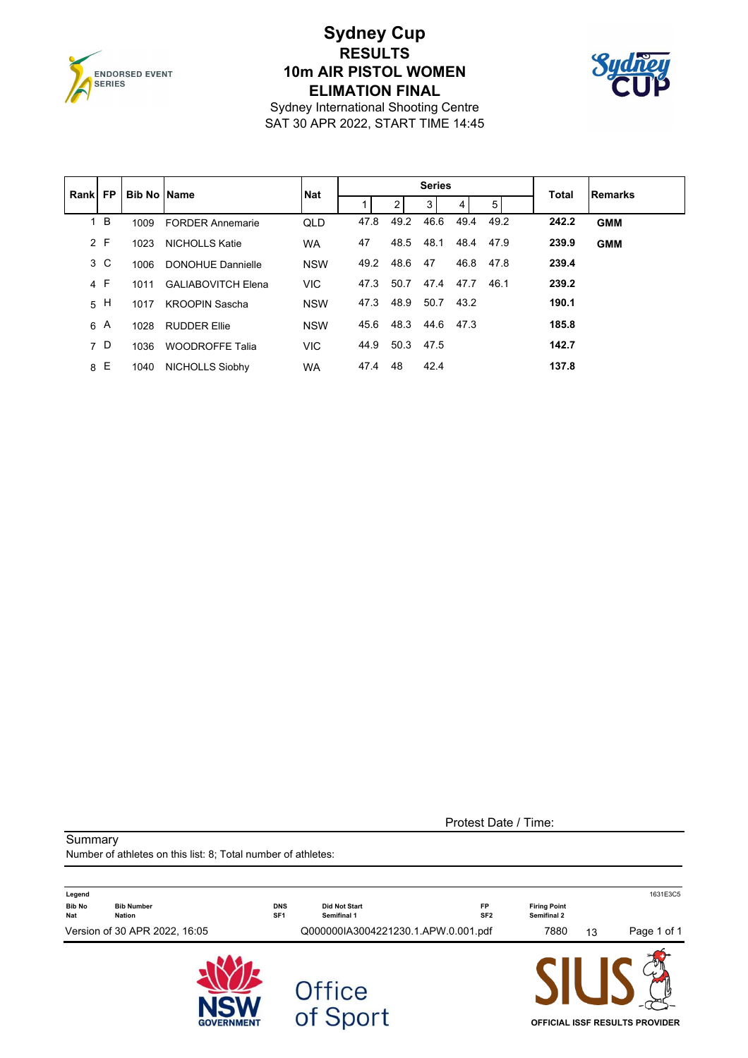# Sydney Cup

## RESULTS

## 10m AIR PISTOL WOMEN

## ELIMATION FINAL

Sydney International Shooting Centre

SAT 30 APR 2022, START TIME 14:45

| Rank | FP | Bib No | Name | Nat | Series | | | | | Total | Remarks |
|---|---|---|---|---|---|---|---|---|---|---|---|
| | | | | | 1 | 2 | 3 | 4 | 5 | | |
| 1 | B | 1009 | FORDER Annemarie | QLD | 47.8 | 49.2 | 46.6 | 49.4 | 49.2 | **242.2** | **GMM** |
| 2 | F | 1023 | NICHOLLS Katie | WA | 47 | 48.5 | 48.1 | 48.4 | 47.9 | **239.9** | **GMM** |
| 3 | C | 1006 | DONOHUE Dannielle | NSW | 49.2 | 48.6 | 47 | 46.8 | 47.8 | **239.4** | |
| 4 | F | 1011 | GALIABOVITCH Elena | VIC | 47.3 | 50.7 | 47.4 | 47.7 | 46.1 | **239.2** | |
| 5 | H | 1017 | KROOPIN Sascha | NSW | 47.3 | 48.9 | 50.7 | 43.2 | | **190.1** | |
| 6 | A | 1028 | RUDDER Ellie | NSW | 45.6 | 48.3 | 44.6 | 47.3 | | **185.8** | |
| 7 | D | 1036 | WOODROFFE Talia | VIC | 44.9 | 50.3 | 47.5 | | | **142.7** | |
| 8 | E | 1040 | NICHOLLS Siobhy | WA | 47.4 | 48 | 42.4 | | | **137.8** | |

Protest Date / Time:

Summary

Number of athletes on this list: 8; Total number of athletes:

**Legend**

| | | | | | |
|---|---|---|---|---|---|
| **Bib No** | **Bib Number** | **DNS** | **Did Not Start** | **FP** | **Firing Point** |
| **Nat** | **Nation** | **SF1** | **Semifinal 1** | **SF2** | **Semifinal 2** |

1631E3C5

Version of 30 APR 2022, 16:05 Q000000IA3004221230.1.APW.0.001.pdf 7880 13

NSW GOVERNMENT Office of Sport

SIUS OFFICIAL ISSF RESULTS PROVIDER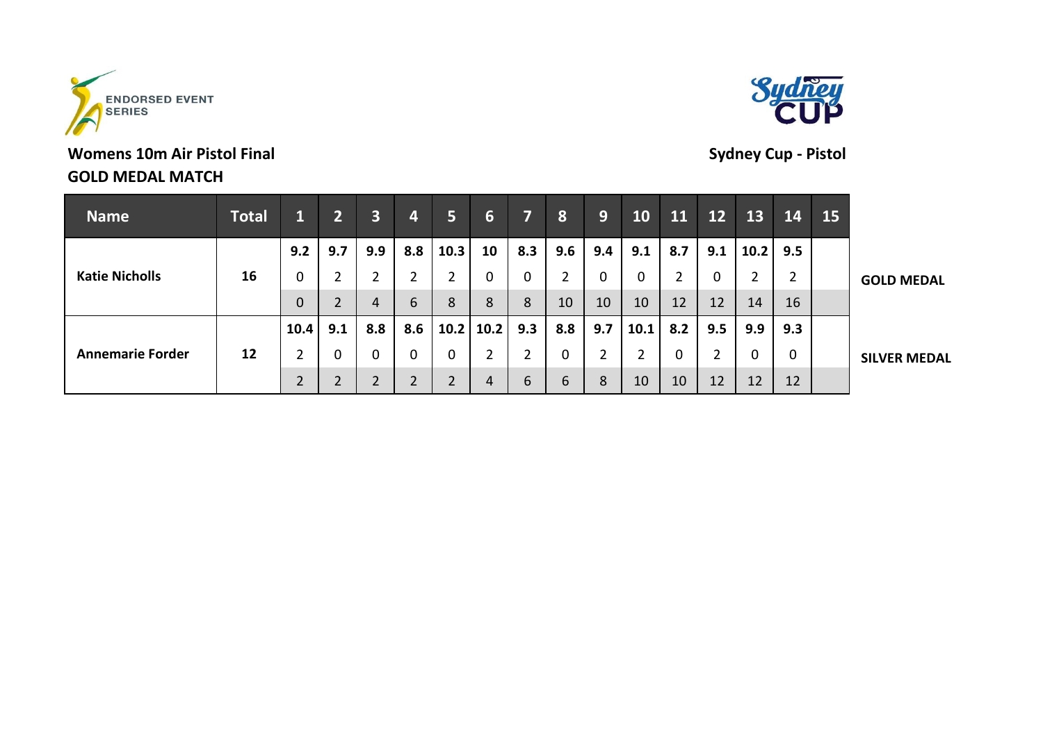ENDORSED EVENT SERIES

Sydney Cup

**Womens 10m Air Pistol Final**
**GOLD MEDAL MATCH**

**Sydney Cup - Pistol**

| Name | Total | 1 | 2 | 3 | 4 | 5 | 6 | 7 | 8 | 9 | 10 | 11 | 12 | 13 | 14 | 15 | |
|---|---|---|---|---|---|---|---|---|---|---|---|---|---|---|---|---|---|
| **Katie Nicholls** | **16** | **9.2** | **9.7** | **9.9** | **8.8** | **10.3** | **10** | **8.3** | **9.6** | **9.4** | **9.1** | **8.7** | **9.1** | **10.2** | **9.5** | | **GOLD MEDAL** |
| | | 0 | 2 | 2 | 2 | 2 | 0 | 0 | 2 | 0 | 0 | 2 | 0 | 2 | 2 | | |
| | | 0 | 2 | 4 | 6 | 8 | 8 | 8 | 10 | 10 | 10 | 12 | 12 | 14 | 16 | | |
| **Annemarie Forder** | **12** | **10.4** | **9.1** | **8.8** | **8.6** | **10.2** | **10.2** | **9.3** | **8.8** | **9.7** | **10.1** | **8.2** | **9.5** | **9.9** | **9.3** | | **SILVER MEDAL** |
| | | 2 | 0 | 0 | 0 | 0 | 2 | 2 | 0 | 2 | 2 | 0 | 2 | 0 | 0 | | |
| | | 2 | 2 | 2 | 2 | 2 | 4 | 6 | 6 | 8 | 10 | 10 | 12 | 12 | 12 | | |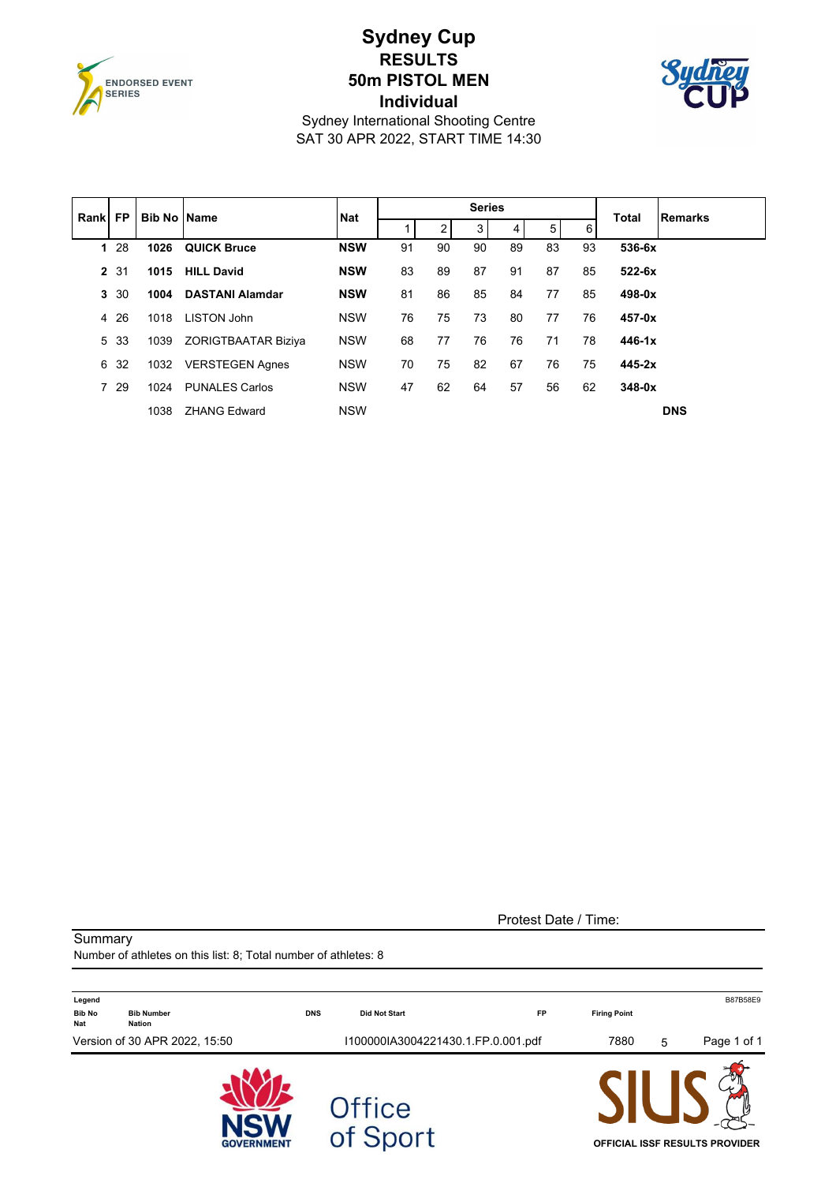# Sydney Cup

## RESULTS

## 50m PISTOL MEN

## Individual

Sydney International Shooting Centre
SAT 30 APR 2022, START TIME 14:30

| Rank | FP | Bib No | Name | Nat | Series | | | | | | Total | Remarks |
|---|---|---|---|---|---|---|---|---|---|---|---|---|
| | | | | | 1 | 2 | 3 | 4 | 5 | 6 | | |
| **1** | 28 | **1026** | **QUICK Bruce** | **NSW** | 91 | 90 | 90 | 89 | 83 | 93 | **536-6x** | |
| **2** | 31 | **1015** | **HILL David** | **NSW** | 83 | 89 | 87 | 91 | 87 | 85 | **522-6x** | |
| **3** | 30 | **1004** | **DASTANI Alamdar** | **NSW** | 81 | 86 | 85 | 84 | 77 | 85 | **498-0x** | |
| 4 | 26 | 1018 | LISTON John | NSW | 76 | 75 | 73 | 80 | 77 | 76 | **457-0x** | |
| 5 | 33 | 1039 | ZORIGTBAATAR Biziya | NSW | 68 | 77 | 76 | 76 | 71 | 78 | **446-1x** | |
| 6 | 32 | 1032 | VERSTEGEN Agnes | NSW | 70 | 75 | 82 | 67 | 76 | 75 | **445-2x** | |
| 7 | 29 | 1024 | PUNALES Carlos | NSW | 47 | 62 | 64 | 57 | 56 | 62 | **348-0x** | |
| | | 1038 | ZHANG Edward | NSW | | | | | | | | **DNS** |

Protest Date / Time:

Summary
Number of athletes on this list: 8; Total number of athletes: 8

Legend

| Bib No | Bib Number | DNS | Did Not Start | FP | Firing Point |
|---|---|---|---|---|---|
| Nat | Nation | | | | |

B87B58E9

Version of 30 APR 2022, 15:50 I100000IA3004221430.1.FP.0.001.pdf 7880 5

OFFICIAL ISSF RESULTS PROVIDER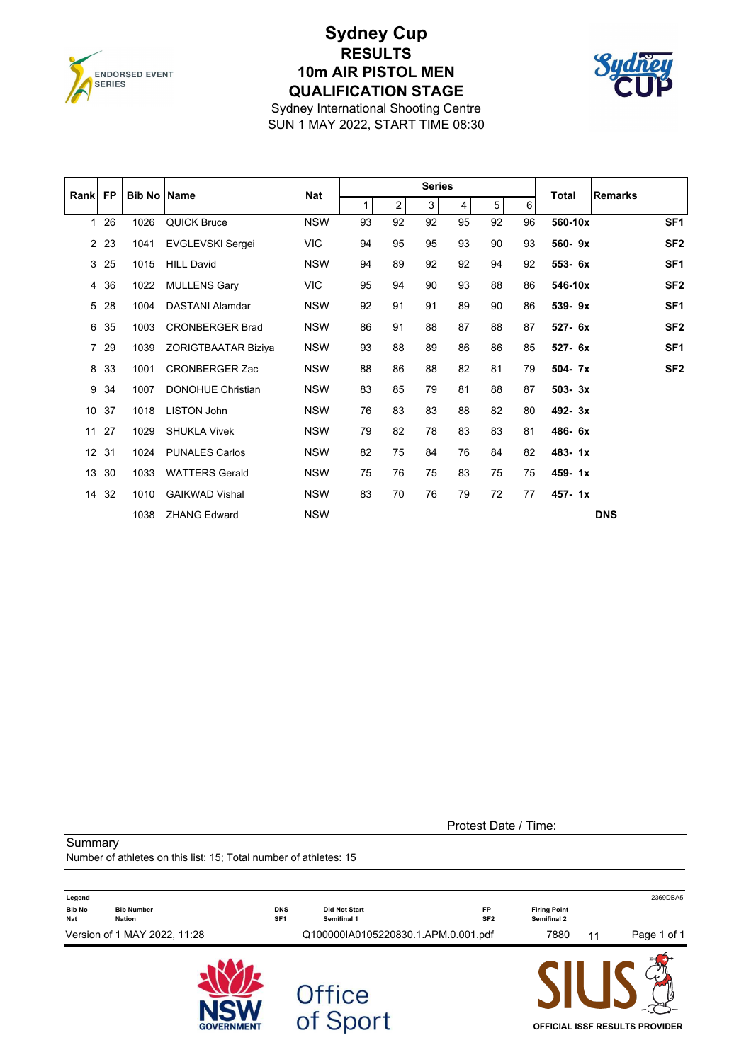# Sydney Cup

## RESULTS

## 10m AIR PISTOL MEN

## QUALIFICATION STAGE

Sydney International Shooting Centre
SUN 1 MAY 2022, START TIME 08:30

| Rank | FP | Bib No | Name | Nat | Series 1 | 2 | 3 | 4 | 5 | 6 | Total | Remarks |
|---|---|---|---|---|---|---|---|---|---|---|---|---|
| 1 | 26 | 1026 | QUICK Bruce | NSW | 93 | 92 | 92 | 95 | 92 | 96 | **560-10x** | **SF1** |
| 2 | 23 | 1041 | EVGLEVSKI Sergei | VIC | 94 | 95 | 95 | 93 | 90 | 93 | **560- 9x** | **SF2** |
| 3 | 25 | 1015 | HILL David | NSW | 94 | 89 | 92 | 92 | 94 | 92 | **553- 6x** | **SF1** |
| 4 | 36 | 1022 | MULLENS Gary | VIC | 95 | 94 | 90 | 93 | 88 | 86 | **546-10x** | **SF2** |
| 5 | 28 | 1004 | DASTANI Alamdar | NSW | 92 | 91 | 91 | 89 | 90 | 86 | **539- 9x** | **SF1** |
| 6 | 35 | 1003 | CRONBERGER Brad | NSW | 86 | 91 | 88 | 87 | 88 | 87 | **527- 6x** | **SF2** |
| 7 | 29 | 1039 | ZORIGTBAATAR Biziya | NSW | 93 | 88 | 89 | 86 | 86 | 85 | **527- 6x** | **SF1** |
| 8 | 33 | 1001 | CRONBERGER Zac | NSW | 88 | 86 | 88 | 82 | 81 | 79 | **504- 7x** | **SF2** |
| 9 | 34 | 1007 | DONOHUE Christian | NSW | 83 | 85 | 79 | 81 | 88 | 87 | **503- 3x** | |
| 10 | 37 | 1018 | LISTON John | NSW | 76 | 83 | 83 | 88 | 82 | 80 | **492- 3x** | |
| 11 | 27 | 1029 | SHUKLA Vivek | NSW | 79 | 82 | 78 | 83 | 83 | 81 | **486- 6x** | |
| 12 | 31 | 1024 | PUNALES Carlos | NSW | 82 | 75 | 84 | 76 | 84 | 82 | **483- 1x** | |
| 13 | 30 | 1033 | WATTERS Gerald | NSW | 75 | 76 | 75 | 83 | 75 | 75 | **459- 1x** | |
| 14 | 32 | 1010 | GAIKWAD Vishal | NSW | 83 | 70 | 76 | 79 | 72 | 77 | **457- 1x** | |
| | | 1038 | ZHANG Edward | NSW | | | | | | | | **DNS** |

Protest Date / Time:

Summary
Number of athletes on this list: 15; Total number of athletes: 15

**Legend**

| | | | | | | |
|---|---|---|---|---|---|---|
| **Bib No** | Bib Number | **DNS** | Did Not Start | **FP** | Firing Point | |
| **Nat** | Nation | **SF1** | Semifinal 1 | **SF2** | Semifinal 2 | |

2369DBA5

Version of 1 MAY 2022, 11:28 Q100000IA0105220830.1.APM.0.001.pdf 7880 11

OFFICIAL ISSF RESULTS PROVIDER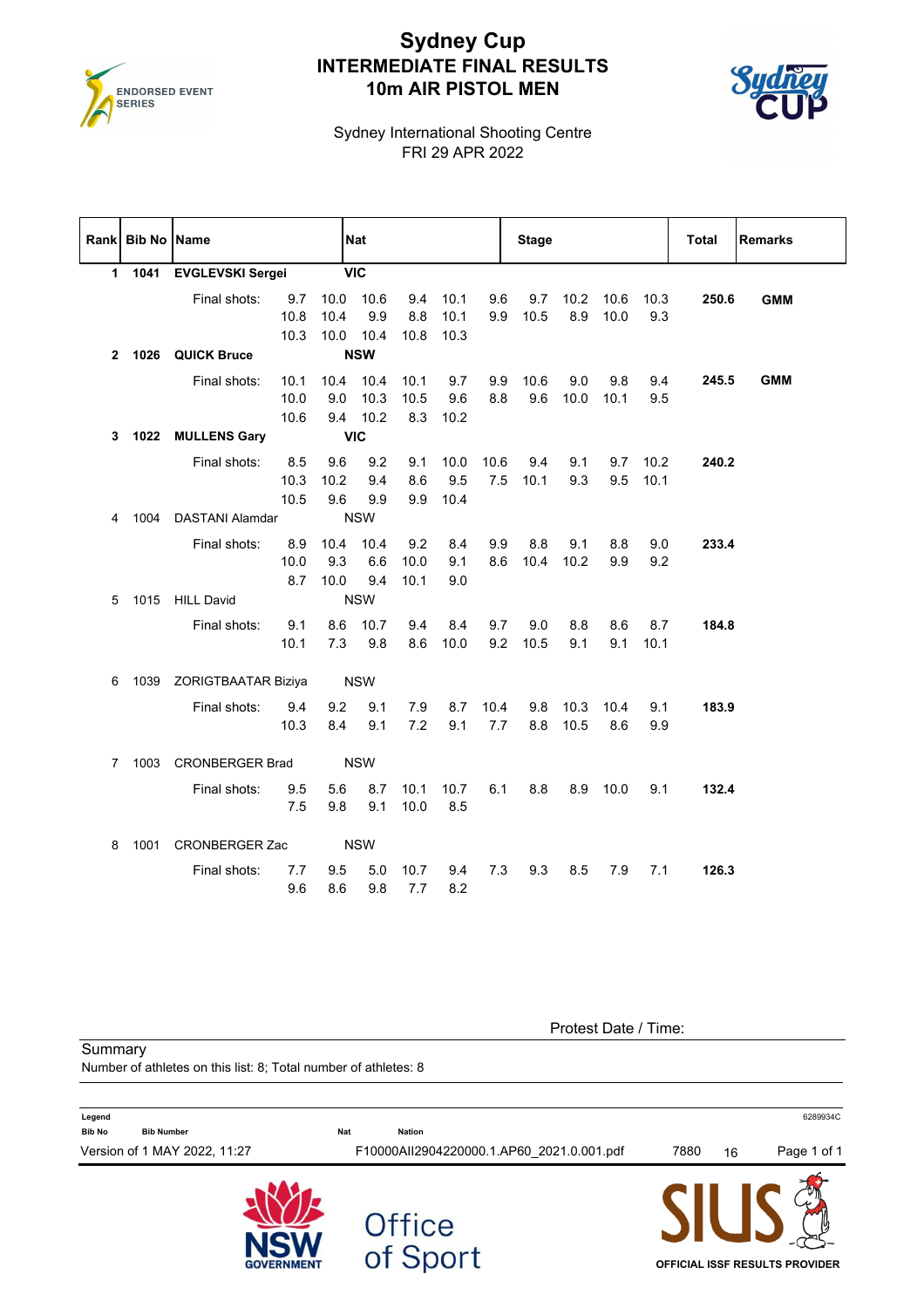# Sydney Cup

## INTERMEDIATE FINAL RESULTS

## 10m AIR PISTOL MEN

Sydney International Shooting Centre
FRI 29 APR 2022

| Rank | Bib No | Name | Nat | Stage | Total | Remarks |
|---|---|---|---|---|---|---|
| **1** | **1041** | **EVGLEVSKI Sergei** | **VIC** | | | |
| | | Final shots: | | 9.7 10.0 10.6 9.4 10.1 9.6 9.7 10.2 10.6 10.3<br>10.8 10.4 9.9 8.8 10.1 9.9 10.5 8.9 10.0 9.3<br>10.3 10.0 10.4 10.8 10.3 | **250.6** | **GMM** |
| **2** | **1026** | **QUICK Bruce** | **NSW** | | | |
| | | Final shots: | | 10.1 10.4 10.4 10.1 9.7 9.9 10.6 9.0 9.8 9.4<br>10.0 9.0 10.3 10.5 9.6 8.8 9.6 10.0 10.1 9.5<br>10.6 9.4 10.2 8.3 10.2 | **245.5** | **GMM** |
| **3** | **1022** | **MULLENS Gary** | **VIC** | | | |
| | | Final shots: | | 8.5 9.6 9.2 9.1 10.0 10.6 9.4 9.1 9.7 10.2<br>10.3 10.2 9.4 8.6 9.5 7.5 10.1 9.3 9.5 10.1<br>10.5 9.6 9.9 9.9 10.4 | **240.2** | |
| 4 | 1004 | DASTANI Alamdar | NSW | | | |
| | | Final shots: | | 8.9 10.4 10.4 9.2 8.4 9.9 8.8 9.1 8.8 9.0<br>10.0 9.3 6.6 10.0 9.1 8.6 10.4 10.2 9.9 9.2<br>8.7 10.0 9.4 10.1 9.0 | **233.4** | |
| 5 | 1015 | HILL David | NSW | | | |
| | | Final shots: | | 9.1 8.6 10.7 9.4 8.4 9.7 9.0 8.8 8.6 8.7<br>10.1 7.3 9.8 8.6 10.0 9.2 10.5 9.1 9.1 10.1 | **184.8** | |
| 6 | 1039 | ZORIGTBAATAR Biziya | NSW | | | |
| | | Final shots: | | 9.4 9.2 9.1 7.9 8.7 10.4 9.8 10.3 10.4 9.1<br>10.3 8.4 9.1 7.2 9.1 7.7 8.8 10.5 8.6 9.9 | **183.9** | |
| 7 | 1003 | CRONBERGER Brad | NSW | | | |
| | | Final shots: | | 9.5 5.6 8.7 10.1 10.7 6.1 8.8 8.9 10.0 9.1<br>7.5 9.8 9.1 10.0 8.5 | **132.4** | |
| 8 | 1001 | CRONBERGER Zac | NSW | | | |
| | | Final shots: | | 7.7 9.5 5.0 10.7 9.4 7.3 9.3 8.5 7.9 7.1<br>9.6 8.6 9.8 7.7 8.2 | **126.3** | |

Protest Date / Time:

Summary
Number of athletes on this list: 8; Total number of athletes: 8

**Legend**
**Bib No** Bib Number **Nat** Nation

6289934C

Version of 1 MAY 2022, 11:27 F10000AII2904220000.1.AP60_2021.0.001.pdf 7880 16

NSW GOVERNMENT Office of Sport

SIUS OFFICIAL ISSF RESULTS PROVIDER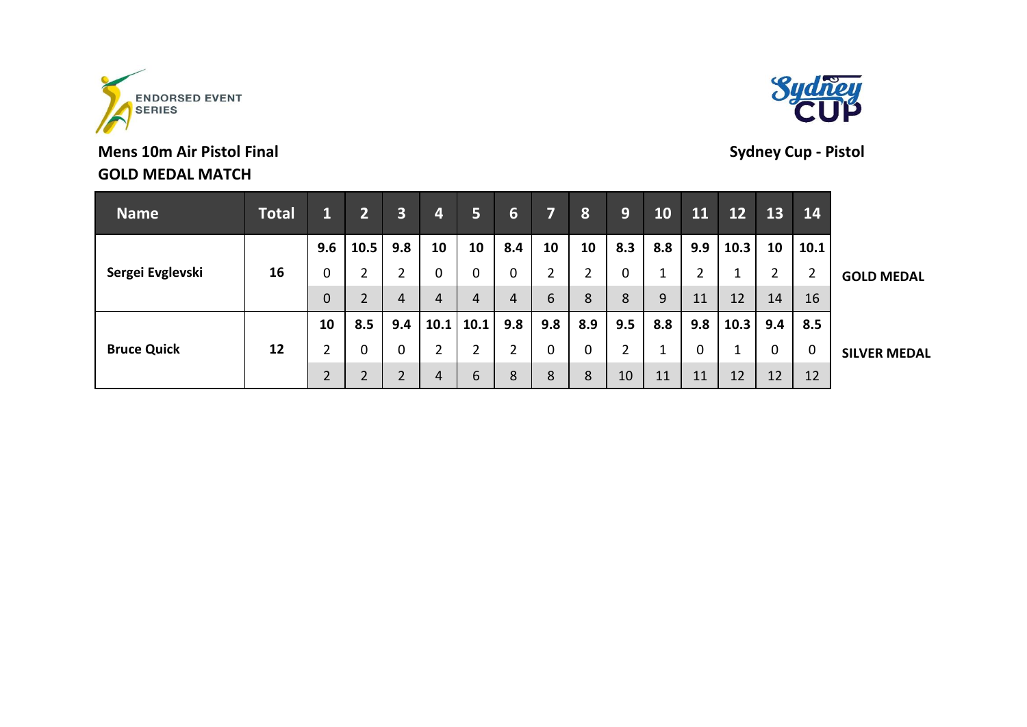ENDORSED EVENT SERIES

**Mens 10m Air Pistol Final**
**GOLD MEDAL MATCH**

**Sydney Cup - Pistol**

| Name | Total | 1 | 2 | 3 | 4 | 5 | 6 | 7 | 8 | 9 | 10 | 11 | 12 | 13 | 14 | |
|---|---|---|---|---|---|---|---|---|---|---|---|---|---|---|---|---|
| Sergei Evglevski | 16 | 9.6 | 10.5 | 9.8 | 10 | 10 | 8.4 | 10 | 10 | 8.3 | 8.8 | 9.9 | 10.3 | 10 | 10.1 | GOLD MEDAL |
| | | 0 | 2 | 2 | 0 | 0 | 0 | 2 | 2 | 0 | 1 | 2 | 1 | 2 | 2 | |
| | | 0 | 2 | 4 | 4 | 4 | 4 | 6 | 8 | 8 | 9 | 11 | 12 | 14 | 16 | |
| Bruce Quick | 12 | 10 | 8.5 | 9.4 | 10.1 | 10.1 | 9.8 | 9.8 | 8.9 | 9.5 | 8.8 | 9.8 | 10.3 | 9.4 | 8.5 | SILVER MEDAL |
| | | 2 | 0 | 0 | 2 | 2 | 2 | 0 | 0 | 2 | 1 | 0 | 1 | 0 | 0 | |
| | | 2 | 2 | 2 | 4 | 6 | 8 | 8 | 8 | 10 | 11 | 11 | 12 | 12 | 12 | |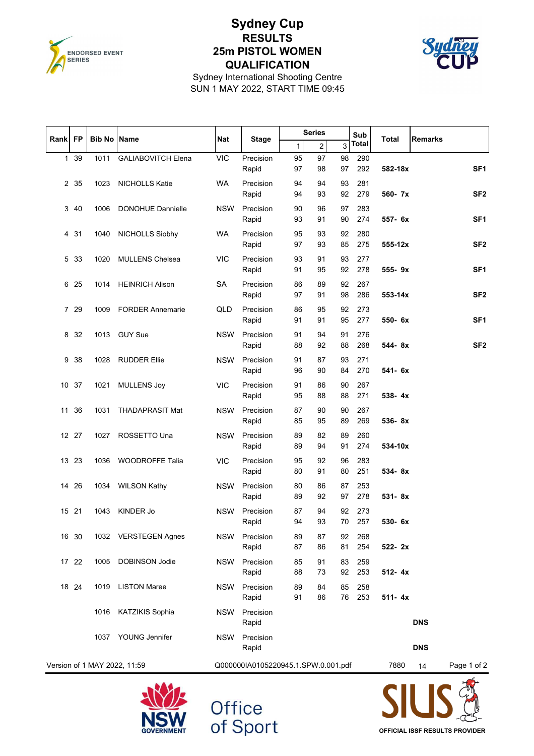# Sydney Cup

## RESULTS

## 25m PISTOL WOMEN

## QUALIFICATION

Sydney International Shooting Centre

SUN 1 MAY 2022, START TIME 09:45

| Rank | FP | Bib No | Name | Nat | Stage | Series 1 | Series 2 | Series 3 | Sub Total | Total | Remarks |
|---|---|---|---|---|---|---|---|---|---|---|---|
| 1 | 39 | 1011 | GALIABOVITCH Elena | VIC | Precision | 95 | 97 | 98 | 290 | | |
| | | | | | Rapid | 97 | 98 | 97 | 292 | 582-18x | SF1 |
| 2 | 35 | 1023 | NICHOLLS Katie | WA | Precision | 94 | 94 | 93 | 281 | | |
| | | | | | Rapid | 94 | 93 | 92 | 279 | 560- 7x | SF2 |
| 3 | 40 | 1006 | DONOHUE Dannielle | NSW | Precision | 90 | 96 | 97 | 283 | | |
| | | | | | Rapid | 93 | 91 | 90 | 274 | 557- 6x | SF1 |
| 4 | 31 | 1040 | NICHOLLS Siobhy | WA | Precision | 95 | 93 | 92 | 280 | | |
| | | | | | Rapid | 97 | 93 | 85 | 275 | 555-12x | SF2 |
| 5 | 33 | 1020 | MULLENS Chelsea | VIC | Precision | 93 | 91 | 93 | 277 | | |
| | | | | | Rapid | 91 | 95 | 92 | 278 | 555- 9x | SF1 |
| 6 | 25 | 1014 | HEINRICH Alison | SA | Precision | 86 | 89 | 92 | 267 | | |
| | | | | | Rapid | 97 | 91 | 98 | 286 | 553-14x | SF2 |
| 7 | 29 | 1009 | FORDER Annemarie | QLD | Precision | 86 | 95 | 92 | 273 | | |
| | | | | | Rapid | 91 | 91 | 95 | 277 | 550- 6x | SF1 |
| 8 | 32 | 1013 | GUY Sue | NSW | Precision | 91 | 94 | 91 | 276 | | |
| | | | | | Rapid | 88 | 92 | 88 | 268 | 544- 8x | SF2 |
| 9 | 38 | 1028 | RUDDER Ellie | NSW | Precision | 91 | 87 | 93 | 271 | | |
| | | | | | Rapid | 96 | 90 | 84 | 270 | 541- 6x | |
| 10 | 37 | 1021 | MULLENS Joy | VIC | Precision | 91 | 86 | 90 | 267 | | |
| | | | | | Rapid | 95 | 88 | 88 | 271 | 538- 4x | |
| 11 | 36 | 1031 | THADAPRASIT Mat | NSW | Precision | 87 | 90 | 90 | 267 | | |
| | | | | | Rapid | 85 | 95 | 89 | 269 | 536- 8x | |
| 12 | 27 | 1027 | ROSSETTO Una | NSW | Precision | 89 | 82 | 89 | 260 | | |
| | | | | | Rapid | 89 | 94 | 91 | 274 | 534-10x | |
| 13 | 23 | 1036 | WOODROFFE Talia | VIC | Precision | 95 | 92 | 96 | 283 | | |
| | | | | | Rapid | 80 | 91 | 80 | 251 | 534- 8x | |
| 14 | 26 | 1034 | WILSON Kathy | NSW | Precision | 80 | 86 | 87 | 253 | | |
| | | | | | Rapid | 89 | 92 | 97 | 278 | 531- 8x | |
| 15 | 21 | 1043 | KINDER Jo | NSW | Precision | 87 | 94 | 92 | 273 | | |
| | | | | | Rapid | 94 | 93 | 70 | 257 | 530- 6x | |
| 16 | 30 | 1032 | VERSTEGEN Agnes | NSW | Precision | 89 | 87 | 92 | 268 | | |
| | | | | | Rapid | 87 | 86 | 81 | 254 | 522- 2x | |
| 17 | 22 | 1005 | DOBINSON Jodie | NSW | Precision | 85 | 91 | 83 | 259 | | |
| | | | | | Rapid | 88 | 73 | 92 | 253 | 512- 4x | |
| 18 | 24 | 1019 | LISTON Maree | NSW | Precision | 89 | 84 | 85 | 258 | | |
| | | | | | Rapid | 91 | 86 | 76 | 253 | 511- 4x | |
| | | 1016 | KATZIKIS Sophia | NSW | Precision | | | | | | |
| | | | | | Rapid | | | | | | DNS |
| | | 1037 | YOUNG Jennifer | NSW | Precision | | | | | | |
| | | | | | Rapid | | | | | | DNS |

Version of 1 MAY 2022, 11:59 Q000000IA0105220945.1.SPW.0.001.pdf 7880 14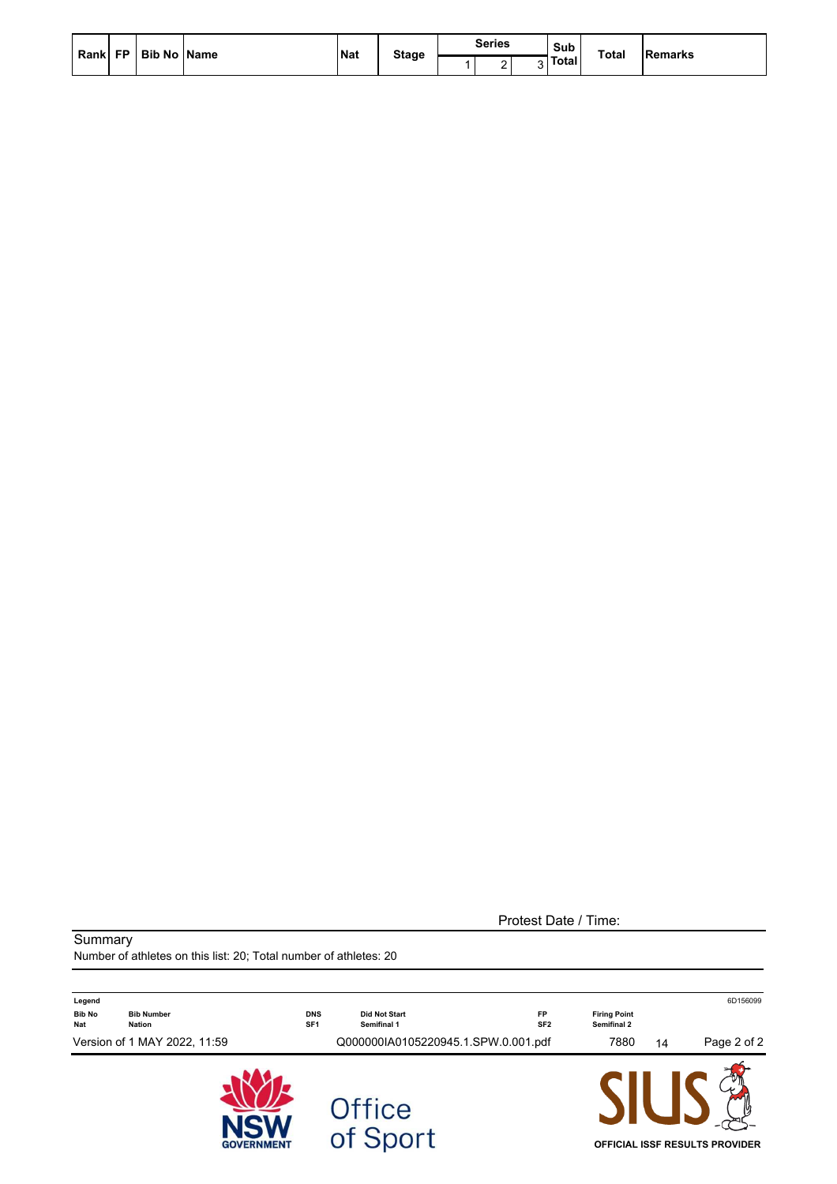| Rank | FP | Bib No | Name | Nat | Stage | Series | | | Sub Total | Total | Remarks |
|---|---|---|---|---|---|---|---|---|---|---|---|
| | | | | | | 1 | 2 | 3 | | | |

Protest Date / Time:

Summary

Number of athletes on this list: 20; Total number of athletes: 20

**Legend**

| | | | | | |
|---|---|---|---|---|---|
| **Bib No** | **Bib Number** | **DNS** | **Did Not Start** | **FP** | **Firing Point** |
| **Nat** | **Nation** | **SF1** | **Semifinal 1** | **SF2** | **Semifinal 2** |

6D156099

Version of 1 MAY 2022, 11:59 Q000000IA0105220945.1.SPW.0.001.pdf 7880 14

NSW GOVERNMENT Office of Sport

SIUS OFFICIAL ISSF RESULTS PROVIDER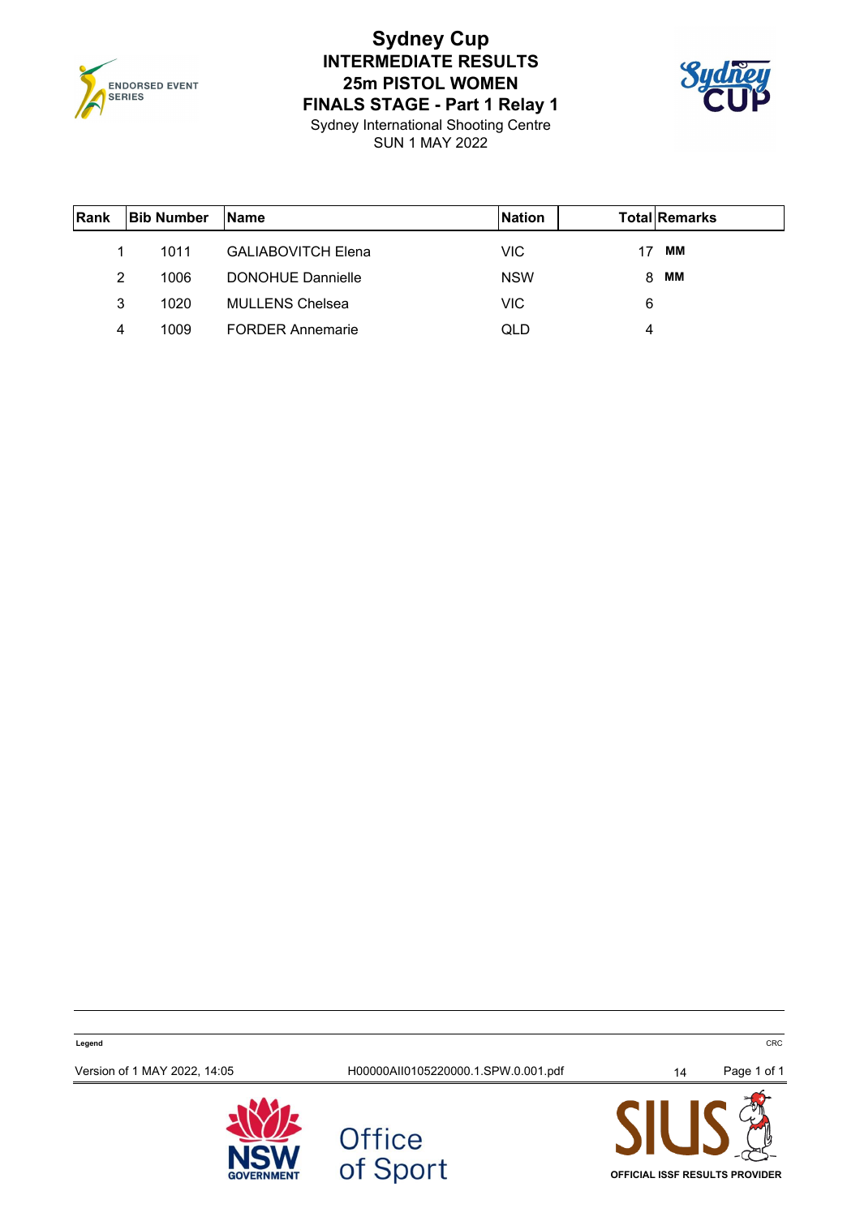# Sydney Cup

## INTERMEDIATE RESULTS

## 25m PISTOL WOMEN

## FINALS STAGE - Part 1 Relay 1

Sydney International Shooting Centre

SUN 1 MAY 2022

| Rank | Bib Number | Name | Nation | Total | Remarks |
|---|---|---|---|---|---|
| 1 | 1011 | GALIABOVITCH Elena | VIC | 17 | **MM** |
| 2 | 1006 | DONOHUE Dannielle | NSW | 8 | **MM** |
| 3 | 1020 | MULLENS Chelsea | VIC | 6 | |
| 4 | 1009 | FORDER Annemarie | QLD | 4 | |

**Legend**

CRC

Version of 1 MAY 2022, 14:05 H00000AII0105220000.1.SPW.0.001.pdf 14

OFFICIAL ISSF RESULTS PROVIDER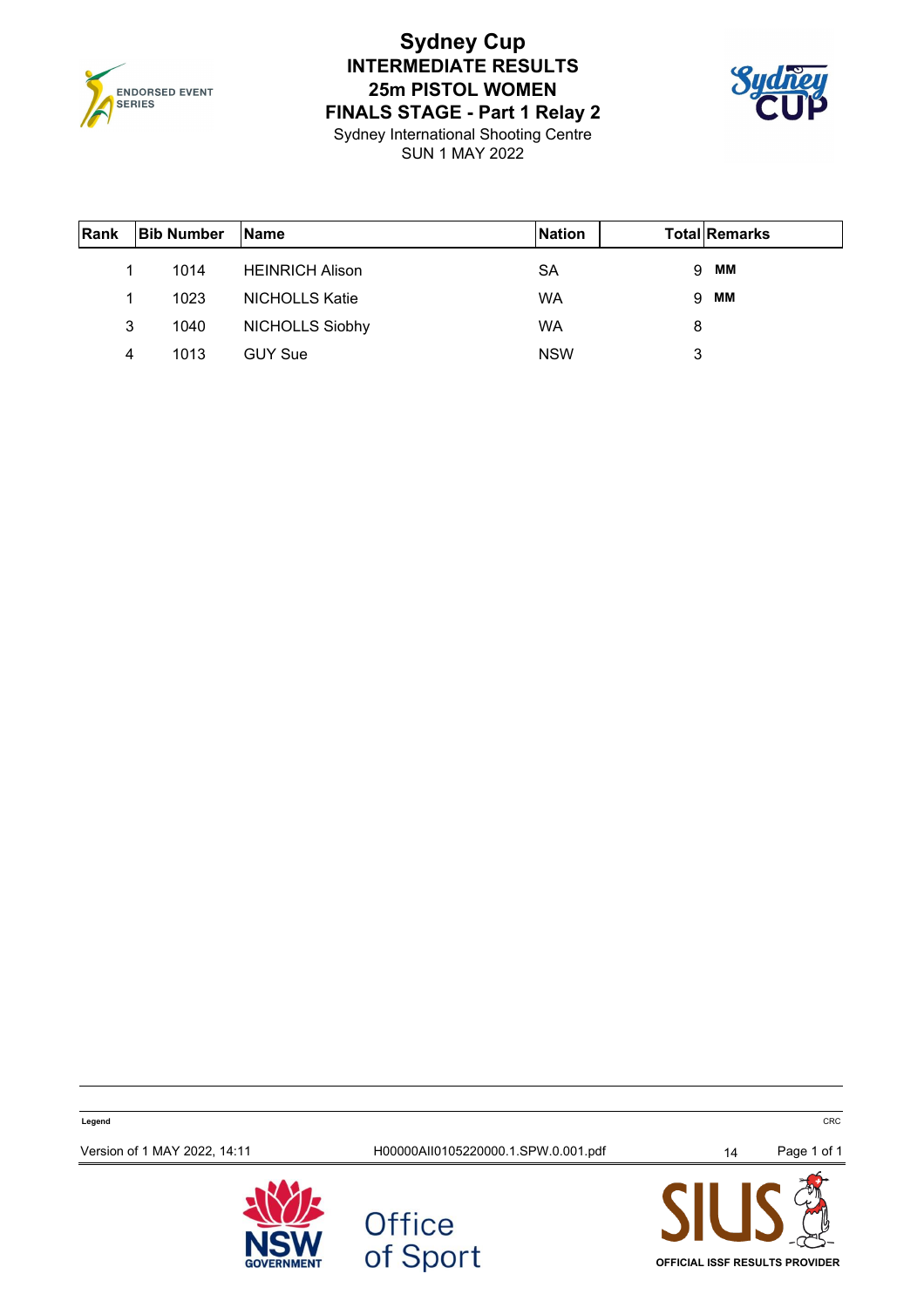# Sydney Cup
## INTERMEDIATE RESULTS
## 25m PISTOL WOMEN
## FINALS STAGE - Part 1 Relay 2

Sydney International Shooting Centre
SUN 1 MAY 2022

| Rank | Bib Number | Name | Nation | Total | Remarks |
|---|---|---|---|---|---|
| 1 | 1014 | HEINRICH Alison | SA | 9 | **MM** |
| 1 | 1023 | NICHOLLS Katie | WA | 9 | **MM** |
| 3 | 1040 | NICHOLLS Siobhy | WA | 8 | |
| 4 | 1013 | GUY Sue | NSW | 3 | |

**Legend**

CRC

Version of 1 MAY 2022, 14:11 H00000AII0105220000.1.SPW.0.001.pdf 14

OFFICIAL ISSF RESULTS PROVIDER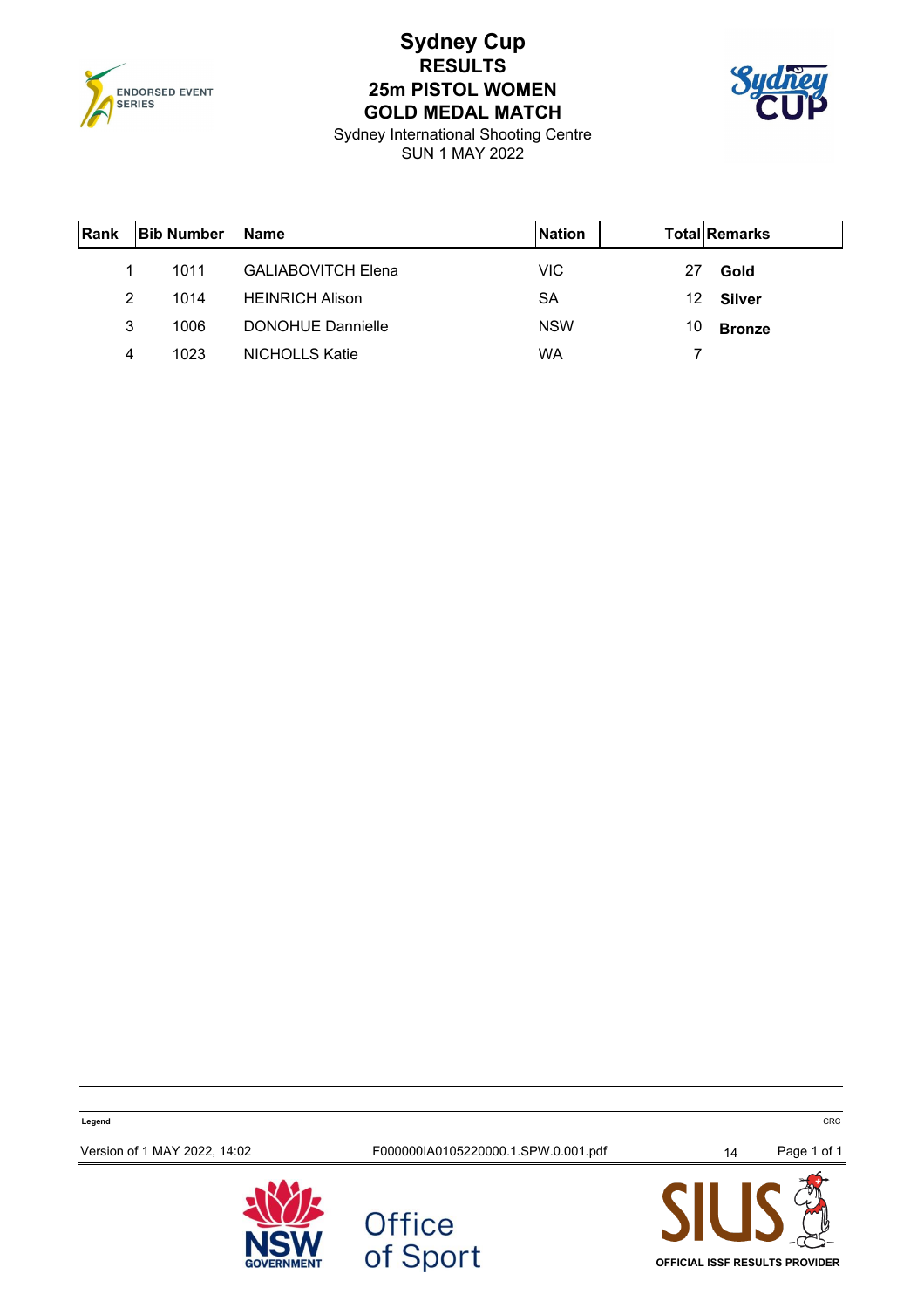# Sydney Cup

## RESULTS

## 25m PISTOL WOMEN

## GOLD MEDAL MATCH

Sydney International Shooting Centre

SUN 1 MAY 2022

| Rank | Bib Number | Name | Nation | Total | Remarks |
|---|---|---|---|---|---|
| 1 | 1011 | GALIABOVITCH Elena | VIC | 27 | **Gold** |
| 2 | 1014 | HEINRICH Alison | SA | 12 | **Silver** |
| 3 | 1006 | DONOHUE Dannielle | NSW | 10 | **Bronze** |
| 4 | 1023 | NICHOLLS Katie | WA | 7 | |

**Legend**

CRC

Version of 1 MAY 2022, 14:02 F000000IA0105220000.1.SPW.0.001.pdf 14

OFFICIAL ISSF RESULTS PROVIDER